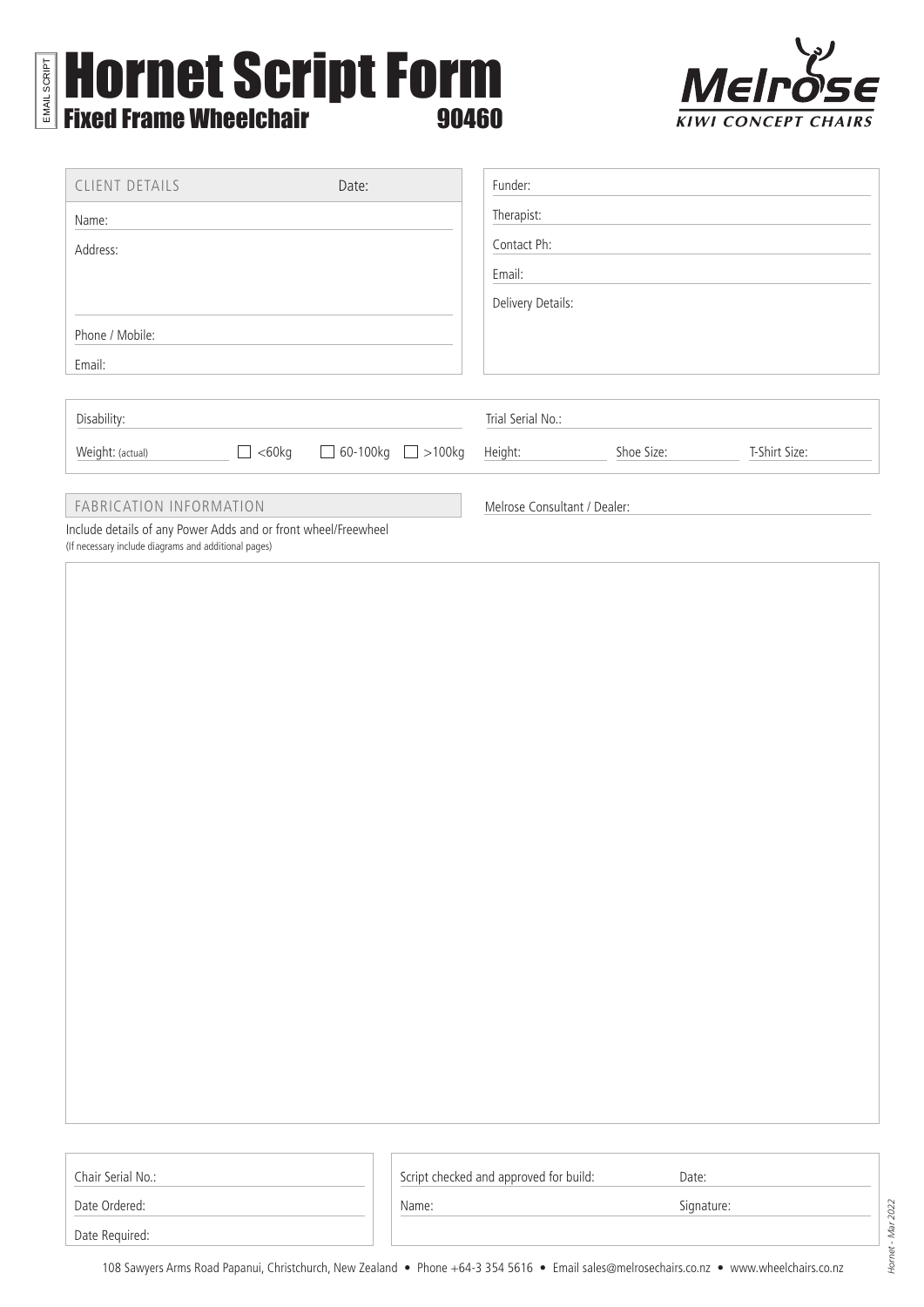EMAIL SCRIPT

# Hornet Script Form

## Fixed Frame Wheelchair 90460

Melrose
KIWI CONCEPT CHAIRS

CLIENT DETAILS Date:

Name:

Address:

Phone / Mobile:

Email:

Funder:

Therapist:

Contact Ph:

Email:

Delivery Details:

Disability:

Trial Serial No.:

Weight: (actual) ☐ <60kg ☐ 60-100kg ☐ >100kg

Height: Shoe Size: T-Shirt Size:

FABRICATION INFORMATION

Melrose Consultant / Dealer:

Include details of any Power Adds and or front wheel/Freewheel
(If necessary include diagrams and additional pages)

Chair Serial No.:

Date Ordered:

Date Required:

Script checked and approved for build: Date:

Name: Signature:

108 Sawyers Arms Road Papanui, Christchurch, New Zealand • Phone +64-3 354 5616 • Email sales@melrosechairs.co.nz • www.wheelchairs.co.nz

*Hornet - Mar 2022*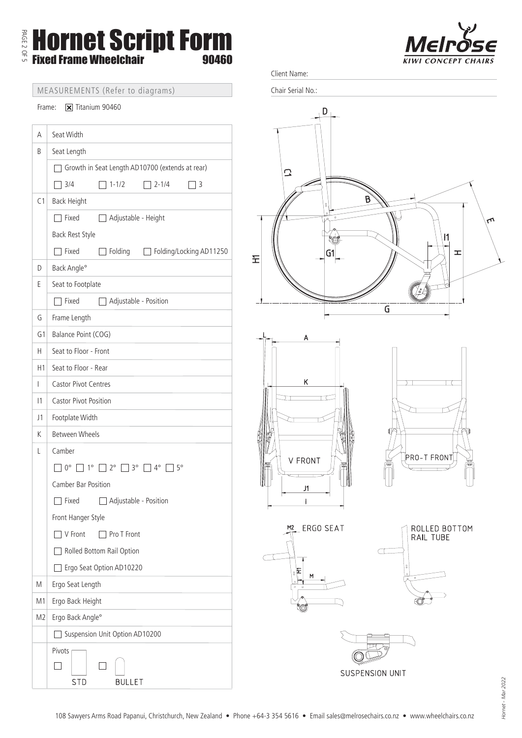# Hornet Script Form

## Fixed Frame Wheelchair 90460

Client Name:

Chair Serial No.:

MEASUREMENTS (Refer to diagrams)

Frame: ☒ Titanium 90460

| | |
|---|---|
| A | Seat Width |
| B | Seat Length |
| | ☐ Growth in Seat Length AD10700 (extends at rear) |
| | ☐ 3/4 ☐ 1-1/2 ☐ 2-1/4 ☐ 3 |
| C1 | Back Height |
| | ☐ Fixed ☐ Adjustable - Height |
| | Back Rest Style |
| | ☐ Fixed ☐ Folding ☐ Folding/Locking AD11250 |
| D | Back Angle° |
| E | Seat to Footplate |
| | ☐ Fixed ☐ Adjustable - Position |
| G | Frame Length |
| G1 | Balance Point (COG) |
| H | Seat to Floor - Front |
| H1 | Seat to Floor - Rear |
| I | Castor Pivot Centres |
| I1 | Castor Pivot Position |
| J1 | Footplate Width |
| K | Between Wheels |
| L | Camber |
| | ☐ 0° ☐ 1° ☐ 2° ☐ 3° ☐ 4° ☐ 5° |
| | Camber Bar Position |
| | ☐ Fixed ☐ Adjustable - Position |
| | Front Hanger Style |
| | ☐ V Front ☐ Pro T Front |
| | ☐ Rolled Bottom Rail Option |
| | ☐ Ergo Seat Option AD10220 |
| M | Ergo Seat Length |
| M1 | Ergo Back Height |
| M2 | Ergo Back Angle° |
| | ☐ Suspension Unit Option AD10200 |
| | Pivots ☐ STD ☐ BULLET |

D
C1
B
E
I1
H
H1
G1
G
L
A
K
V FRONT
J1
I
PRO-T FRONT
M2 ERGO SEAT
M1
M
ROLLED BOTTOM RAIL TUBE
SUSPENSION UNIT

108 Sawyers Arms Road Papanui, Christchurch, New Zealand • Phone +64-3 354 5616 • Email sales@melrosechairs.co.nz • www.wheelchairs.co.nz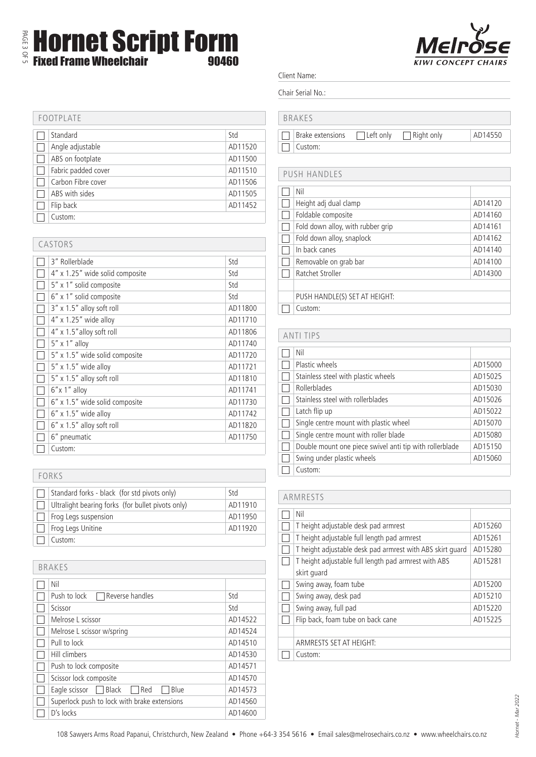# Hornet Script Form

## Fixed Frame Wheelchair 90460

Client Name:

Chair Serial No.:

## FOOTPLATE

| | | |
|---|---|---|
| ☐ | Standard | Std |
| ☐ | Angle adjustable | AD11520 |
| ☐ | ABS on footplate | AD11500 |
| ☐ | Fabric padded cover | AD11510 |
| ☐ | Carbon Fibre cover | AD11506 |
| ☐ | ABS with sides | AD11505 |
| ☐ | Flip back | AD11452 |
| ☐ | Custom: | |

## CASTORS

| | | |
|---|---|---|
| ☐ | 3" Rollerblade | Std |
| ☐ | 4" x 1.25" wide solid composite | Std |
| ☐ | 5" x 1" solid composite | Std |
| ☐ | 6" x 1" solid composite | Std |
| ☐ | 3" x 1.5" alloy soft roll | AD11800 |
| ☐ | 4" x 1.25" wide alloy | AD11710 |
| ☐ | 4" x 1.5" alloy soft roll | AD11806 |
| ☐ | 5" x 1" alloy | AD11740 |
| ☐ | 5" x 1.5" wide solid composite | AD11720 |
| ☐ | 5" x 1.5" wide alloy | AD11721 |
| ☐ | 5" x 1.5" alloy soft roll | AD11810 |
| ☐ | 6" x 1" alloy | AD11741 |
| ☐ | 6" x 1.5" wide solid composite | AD11730 |
| ☐ | 6" x 1.5" wide alloy | AD11742 |
| ☐ | 6" x 1.5" alloy soft roll | AD11820 |
| ☐ | 6" pneumatic | AD11750 |
| ☐ | Custom: | |

## FORKS

| | | |
|---|---|---|
| ☐ | Standard forks - black (for std pivots only) | Std |
| ☐ | Ultralight bearing forks (for bullet pivots only) | AD11910 |
| ☐ | Frog Legs suspension | AD11950 |
| ☐ | Frog Legs Unitine | AD11920 |
| ☐ | Custom: | |

## BRAKES

| | | |
|---|---|---|
| ☐ | Nil | |
| ☐ | Push to lock ☐ Reverse handles | Std |
| ☐ | Scissor | Std |
| ☐ | Melrose L scissor | AD14522 |
| ☐ | Melrose L scissor w/spring | AD14524 |
| ☐ | Pull to lock | AD14510 |
| ☐ | Hill climbers | AD14530 |
| ☐ | Push to lock composite | AD14571 |
| ☐ | Scissor lock composite | AD14570 |
| ☐ | Eagle scissor ☐ Black ☐ Red ☐ Blue | AD14573 |
| ☐ | Superlock push to lock with brake extensions | AD14560 |
| ☐ | D's locks | AD14600 |

## BRAKES

| | | |
|---|---|---|
| ☐ | Brake extensions ☐ Left only ☐ Right only | AD14550 |
| ☐ | Custom: | |

## PUSH HANDLES

| | | |
|---|---|---|
| ☐ | Nil | |
| ☐ | Height adj dual clamp | AD14120 |
| ☐ | Foldable composite | AD14160 |
| ☐ | Fold down alloy, with rubber grip | AD14161 |
| ☐ | Fold down alloy, snaplock | AD14162 |
| ☐ | In back canes | AD14140 |
| ☐ | Removable on grab bar | AD14100 |
| ☐ | Ratchet Stroller | AD14300 |
| | | |
| | PUSH HANDLE(S) SET AT HEIGHT: | |
| ☐ | Custom: | |

## ANTI TIPS

| | | |
|---|---|---|
| ☐ | Nil | |
| ☐ | Plastic wheels | AD15000 |
| ☐ | Stainless steel with plastic wheels | AD15025 |
| ☐ | Rollerblades | AD15030 |
| ☐ | Stainless steel with rollerblades | AD15026 |
| ☐ | Latch flip up | AD15022 |
| ☐ | Single centre mount with plastic wheel | AD15070 |
| ☐ | Single centre mount with roller blade | AD15080 |
| ☐ | Double mount one piece swivel anti tip with rollerblade | AD15150 |
| ☐ | Swing under plastic wheels | AD15060 |
| ☐ | Custom: | |

## ARMRESTS

| | | |
|---|---|---|
| ☐ | Nil | |
| ☐ | T height adjustable desk pad armrest | AD15260 |
| ☐ | T height adjustable full length pad armrest | AD15261 |
| ☐ | T height adjustable desk pad armrest with ABS skirt guard | AD15280 |
| ☐ | T height adjustable full length pad armrest with ABS skirt guard | AD15281 |
| ☐ | Swing away, foam tube | AD15200 |
| ☐ | Swing away, desk pad | AD15210 |
| ☐ | Swing away, full pad | AD15220 |
| ☐ | Flip back, foam tube on back cane | AD15225 |
| | | |
| | ARMRESTS SET AT HEIGHT: | |
| ☐ | Custom: | |

108 Sawyers Arms Road Papanui, Christchurch, New Zealand • Phone +64-3 354 5616 • Email sales@melrosechairs.co.nz • www.wheelchairs.co.nz

Hornet - Mar 2022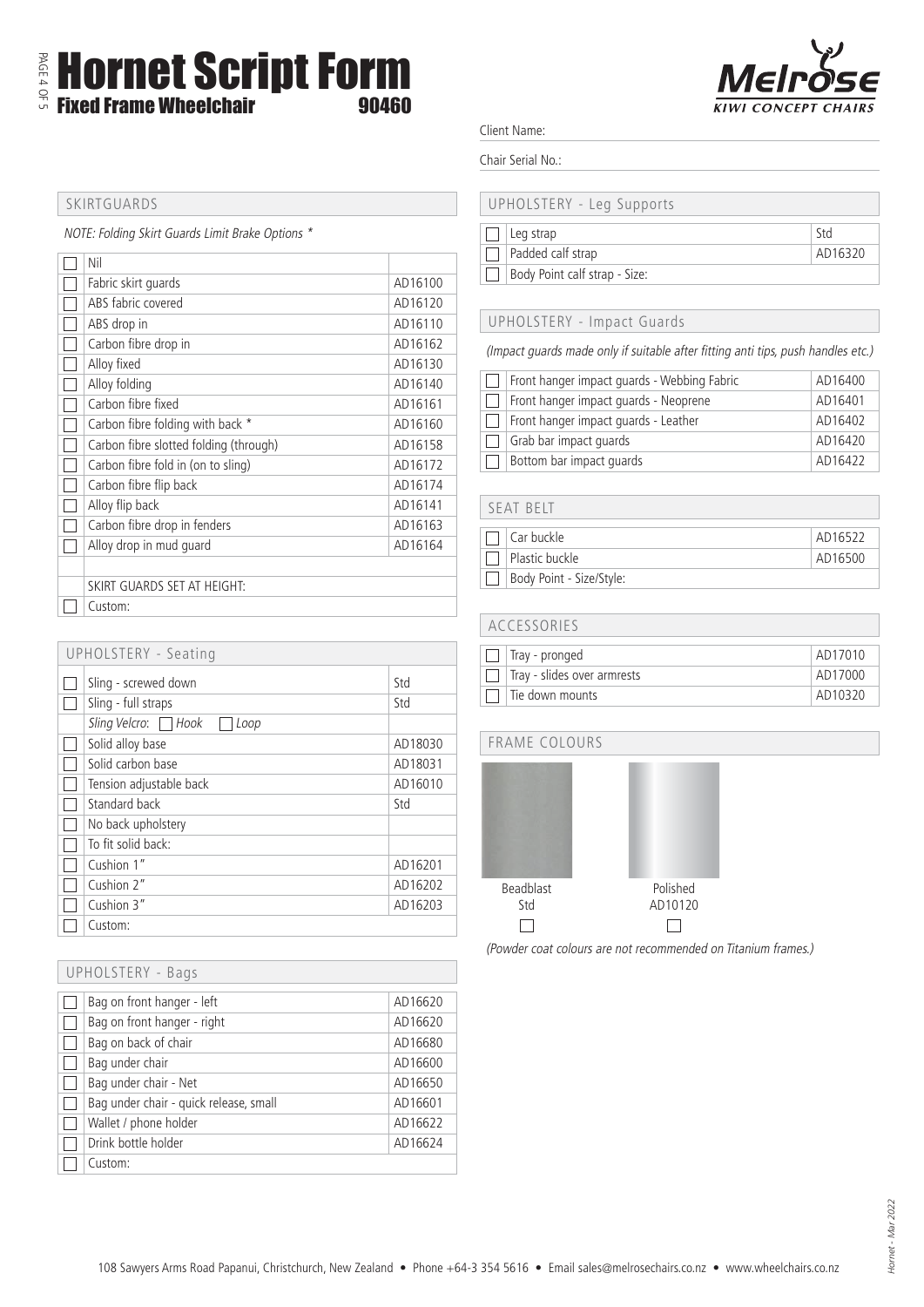# Hornet Script Form

## Fixed Frame Wheelchair 90460

**Melrose** KIWI CONCEPT CHAIRS

Client Name:

Chair Serial No.:

### SKIRTGUARDS

*NOTE: Folding Skirt Guards Limit Brake Options \**

| | | |
|---|---|---|
| ☐ | Nil | |
| ☐ | Fabric skirt guards | AD16100 |
| ☐ | ABS fabric covered | AD16120 |
| ☐ | ABS drop in | AD16110 |
| ☐ | Carbon fibre drop in | AD16162 |
| ☐ | Alloy fixed | AD16130 |
| ☐ | Alloy folding | AD16140 |
| ☐ | Carbon fibre fixed | AD16161 |
| ☐ | Carbon fibre folding with back * | AD16160 |
| ☐ | Carbon fibre slotted folding (through) | AD16158 |
| ☐ | Carbon fibre fold in (on to sling) | AD16172 |
| ☐ | Carbon fibre flip back | AD16174 |
| ☐ | Alloy flip back | AD16141 |
| ☐ | Carbon fibre drop in fenders | AD16163 |
| ☐ | Alloy drop in mud guard | AD16164 |
| | | |
| | SKIRT GUARDS SET AT HEIGHT: | |
| ☐ | Custom: | |

### UPHOLSTERY - Seating

| | | |
|---|---|---|
| ☐ | Sling - screwed down | Std |
| ☐ | Sling - full straps | Std |
| | *Sling Velcro:* ☐ *Hook* ☐ *Loop* | |
| ☐ | Solid alloy base | AD18030 |
| ☐ | Solid carbon base | AD18031 |
| ☐ | Tension adjustable back | AD16010 |
| ☐ | Standard back | Std |
| ☐ | No back upholstery | |
| ☐ | To fit solid back: | |
| ☐ | Cushion 1" | AD16201 |
| ☐ | Cushion 2" | AD16202 |
| ☐ | Cushion 3" | AD16203 |
| ☐ | Custom: | |

### UPHOLSTERY - Bags

| | | |
|---|---|---|
| ☐ | Bag on front hanger - left | AD16620 |
| ☐ | Bag on front hanger - right | AD16620 |
| ☐ | Bag on back of chair | AD16680 |
| ☐ | Bag under chair | AD16600 |
| ☐ | Bag under chair - Net | AD16650 |
| ☐ | Bag under chair - quick release, small | AD16601 |
| ☐ | Wallet / phone holder | AD16622 |
| ☐ | Drink bottle holder | AD16624 |
| ☐ | Custom: | |

### UPHOLSTERY - Leg Supports

| | | |
|---|---|---|
| ☐ | Leg strap | Std |
| ☐ | Padded calf strap | AD16320 |
| ☐ | Body Point calf strap - Size: | |

### UPHOLSTERY - Impact Guards

*(Impact guards made only if suitable after fitting anti tips, push handles etc.)*

| | | |
|---|---|---|
| ☐ | Front hanger impact guards - Webbing Fabric | AD16400 |
| ☐ | Front hanger impact guards - Neoprene | AD16401 |
| ☐ | Front hanger impact guards - Leather | AD16402 |
| ☐ | Grab bar impact guards | AD16420 |
| ☐ | Bottom bar impact guards | AD16422 |

### SEAT BELT

| | | |
|---|---|---|
| ☐ | Car buckle | AD16522 |
| ☐ | Plastic buckle | AD16500 |
| ☐ | Body Point - Size/Style: | |

### ACCESSORIES

| | | |
|---|---|---|
| ☐ | Tray - pronged | AD17010 |
| ☐ | Tray - slides over armrests | AD17000 |
| ☐ | Tie down mounts | AD10320 |

### FRAME COLOURS

Beadblast Std ☐

Polished AD10120 ☐

*(Powder coat colours are not recommended on Titanium frames.)*

108 Sawyers Arms Road Papanui, Christchurch, New Zealand • Phone +64-3 354 5616 • Email sales@melrosechairs.co.nz • www.wheelchairs.co.nz

*Hornet - Mar 2022*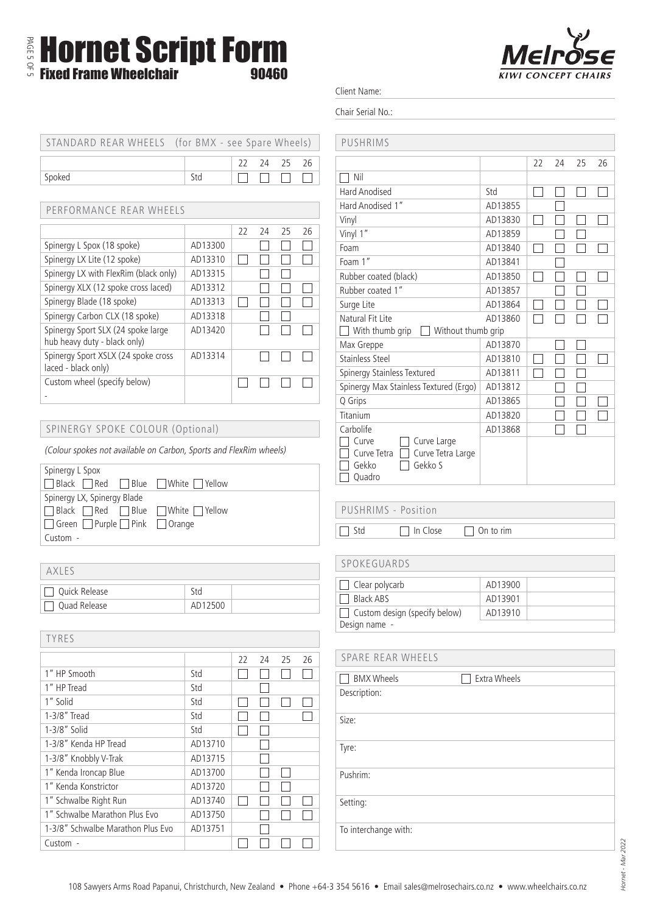# Hornet Script Form

## Fixed Frame Wheelchair 90460

Melrose KIWI CONCEPT CHAIRS

Client Name:

Chair Serial No.:

### STANDARD REAR WHEELS (for BMX - see Spare Wheels)

| | | 22 | 24 | 25 | 26 |
|---|---|---|---|---|---|
| Spoked | Std | ☐ | ☐ | ☐ | ☐ |

### PERFORMANCE REAR WHEELS

| | | 22 | 24 | 25 | 26 |
|---|---|---|---|---|---|
| Spinergy L Spox (18 spoke) | AD13300 | | ☐ | ☐ | ☐ |
| Spinergy LX Lite (12 spoke) | AD13310 | ☐ | ☐ | ☐ | ☐ |
| Spinergy LX with FlexRim (black only) | AD13315 | | ☐ | ☐ | |
| Spinergy XLX (12 spoke cross laced) | AD13312 | | ☐ | ☐ | ☐ |
| Spinergy Blade (18 spoke) | AD13313 | ☐ | ☐ | ☐ | ☐ |
| Spinergy Carbon CLX (18 spoke) | AD13318 | | ☐ | ☐ | |
| Spinergy Sport SLX (24 spoke large hub heavy duty - black only) | AD13420 | | ☐ | ☐ | ☐ |
| Spinergy Sport XSLX (24 spoke cross laced - black only) | AD13314 | | ☐ | ☐ | ☐ |
| Custom wheel (specify below) - | | ☐ | ☐ | ☐ | ☐ |

### SPINERGY SPOKE COLOUR (Optional)

*(Colour spokes not available on Carbon, Sports and FlexRim wheels)*

Spinergy L Spox
☐ Black ☐ Red ☐ Blue ☐ White ☐ Yellow

Spinergy LX, Spinergy Blade
☐ Black ☐ Red ☐ Blue ☐ White ☐ Yellow
☐ Green ☐ Purple ☐ Pink ☐ Orange

Custom -

### AXLES

| | | |
|---|---|---|
| ☐ Quick Release | Std | |
| ☐ Quad Release | AD12500 | |

### TYRES

| | | 22 | 24 | 25 | 26 |
|---|---|---|---|---|---|
| 1″ HP Smooth | Std | ☐ | ☐ | ☐ | ☐ |
| 1″ HP Tread | Std | | ☐ | | |
| 1″ Solid | Std | ☐ | ☐ | ☐ | ☐ |
| 1-3/8″ Tread | Std | ☐ | ☐ | | ☐ |
| 1-3/8″ Solid | Std | ☐ | ☐ | | |
| 1-3/8″ Kenda HP Tread | AD13710 | | ☐ | | |
| 1-3/8″ Knobbly V-Trak | AD13715 | | ☐ | | |
| 1″ Kenda Ironcap Blue | AD13700 | | ☐ | ☐ | |
| 1″ Kenda Konstrictor | AD13720 | | ☐ | ☐ | |
| 1″ Schwalbe Right Run | AD13740 | ☐ | ☐ | ☐ | ☐ |
| 1″ Schwalbe Marathon Plus Evo | AD13750 | | ☐ | ☐ | ☐ |
| 1-3/8″ Schwalbe Marathon Plus Evo | AD13751 | | ☐ | | |
| Custom - | | ☐ | ☐ | ☐ | ☐ |

### PUSHRIMS

| | | 22 | 24 | 25 | 26 |
|---|---|---|---|---|---|
| ☐ Nil | | | | | |
| Hard Anodised | Std | ☐ | ☐ | ☐ | ☐ |
| Hard Anodised 1″ | AD13855 | | ☐ | | |
| Vinyl | AD13830 | ☐ | ☐ | ☐ | ☐ |
| Vinyl 1″ | AD13859 | | ☐ | ☐ | |
| Foam | AD13840 | ☐ | ☐ | ☐ | ☐ |
| Foam 1″ | AD13841 | | ☐ | | |
| Rubber coated (black) | AD13850 | ☐ | ☐ | ☐ | ☐ |
| Rubber coated 1″ | AD13857 | | ☐ | ☐ | |
| Surge Lite | AD13864 | ☐ | ☐ | ☐ | ☐ |
| Natural Fit Lite ☐ With thumb grip ☐ Without thumb grip | AD13860 | ☐ | ☐ | ☐ | ☐ |
| Max Greppe | AD13870 | | ☐ | ☐ | |
| Stainless Steel | AD13810 | ☐ | ☐ | ☐ | ☐ |
| Spinergy Stainless Textured | AD13811 | ☐ | ☐ | ☐ | |
| Spinergy Max Stainless Textured (Ergo) | AD13812 | | ☐ | ☐ | |
| Q Grips | AD13865 | | ☐ | ☐ | ☐ |
| Titanium | AD13820 | | ☐ | ☐ | ☐ |
| Carbolife ☐ Curve ☐ Curve Large ☐ Curve Tetra ☐ Curve Tetra Large ☐ Gekko ☐ Gekko S ☐ Quadro | AD13868 | | ☐ | ☐ | |

### PUSHRIMS - Position

☐ Std ☐ In Close ☐ On to rim

### SPOKEGUARDS

| | | |
|---|---|---|
| ☐ Clear polycarb | AD13900 | |
| ☐ Black ABS | AD13901 | |
| ☐ Custom design (specify below) Design name - | AD13910 | |

### SPARE REAR WHEELS

☐ BMX Wheels ☐ Extra Wheels

Description:

Size:

Tyre:

Pushrim:

Setting:

To interchange with:

108 Sawyers Arms Road Papanui, Christchurch, New Zealand • Phone +64-3 354 5616 • Email sales@melrosechairs.co.nz • www.wheelchairs.co.nz

Hornet - Mar 2022